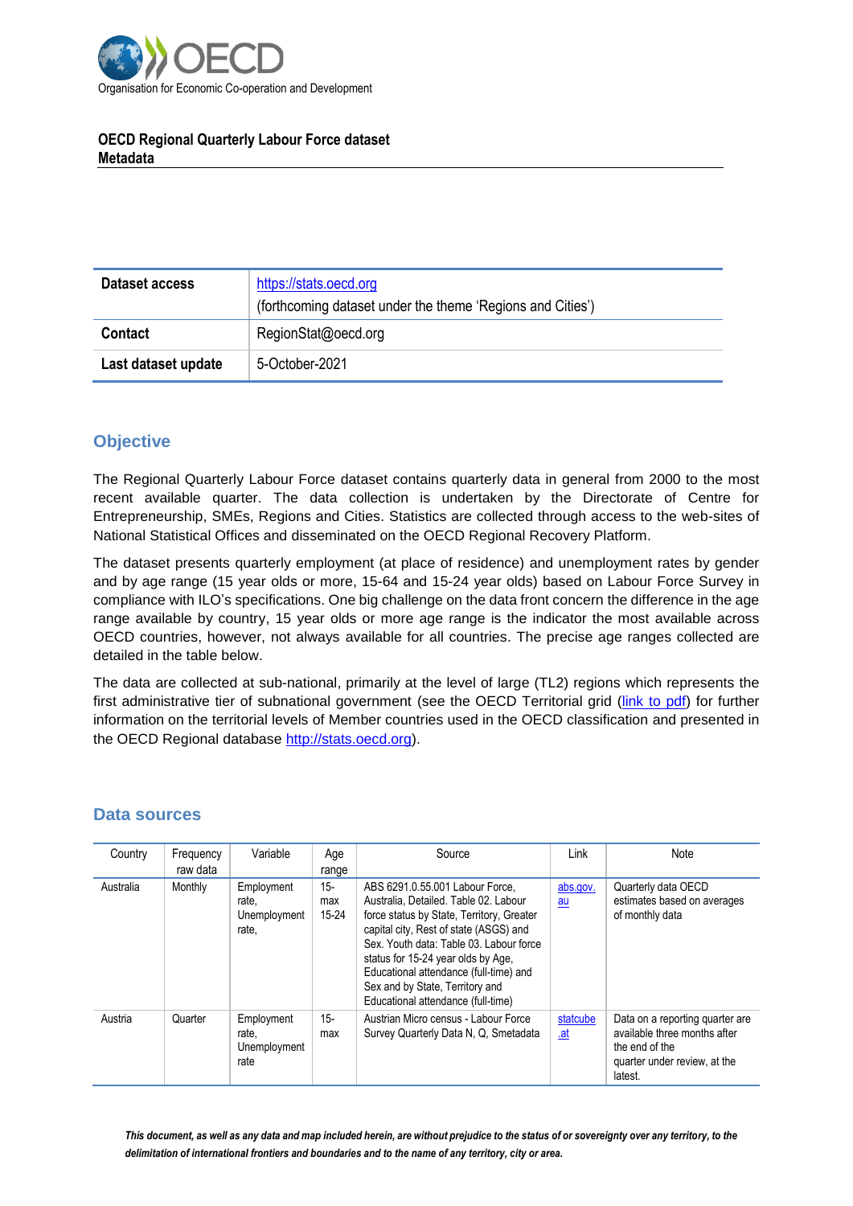Organisation for Economic Co-operation and Development

**OECD Regional Quarterly Labour Force dataset**
**Metadata**

| | |
|---|---|
| **Dataset access** | https://stats.oecd.org (forthcoming dataset under the theme 'Regions and Cities') |
| **Contact** | RegionStat@oecd.org |
| **Last dataset update** | 5-October-2021 |

## Objective

The Regional Quarterly Labour Force dataset contains quarterly data in general from 2000 to the most recent available quarter. The data collection is undertaken by the Directorate of Centre for Entrepreneurship, SMEs, Regions and Cities. Statistics are collected through access to the web-sites of National Statistical Offices and disseminated on the OECD Regional Recovery Platform.

The dataset presents quarterly employment (at place of residence) and unemployment rates by gender and by age range (15 year olds or more, 15-64 and 15-24 year olds) based on Labour Force Survey in compliance with ILO's specifications. One big challenge on the data front concern the difference in the age range available by country, 15 year olds or more age range is the indicator the most available across OECD countries, however, not always available for all countries. The precise age ranges collected are detailed in the table below.

The data are collected at sub-national, primarily at the level of large (TL2) regions which represents the first administrative tier of subnational government (see the OECD Territorial grid (link to pdf) for further information on the territorial levels of Member countries used in the OECD classification and presented in the OECD Regional database http://stats.oecd.org).

## Data sources

| Country | Frequency raw data | Variable | Age range | Source | Link | Note |
|---|---|---|---|---|---|---|
| Australia | Monthly | Employment rate, Unemployment rate, | 15-max 15-24 | ABS 6291.0.55.001 Labour Force, Australia, Detailed. Table 02. Labour force status by State, Territory, Greater capital city, Rest of state (ASGS) and Sex. Youth data: Table 03. Labour force status for 15-24 year olds by Age, Educational attendance (full-time) and Sex and by State, Territory and Educational attendance (full-time) | abs.gov.au | Quarterly data OECD estimates based on averages of monthly data |
| Austria | Quarter | Employment rate, Unemployment rate | 15-max | Austrian Micro census - Labour Force Survey Quarterly Data N, Q, Smetadata | statcube.at | Data on a reporting quarter are available three months after the end of the quarter under review, at the latest. |

*This document, as well as any data and map included herein, are without prejudice to the status of or sovereignty over any territory, to the delimitation of international frontiers and boundaries and to the name of any territory, city or area.*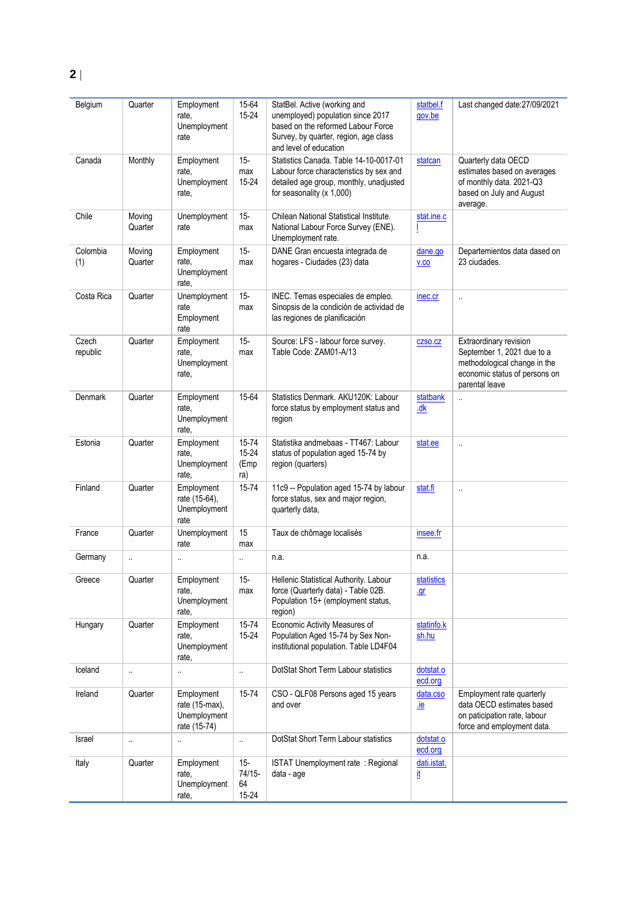| Belgium | Quarter | Employment rate, Unemployment rate | 15-64 15-24 | StatBel. Active (working and unemployed) population since 2017 based on the reformed Labour Force Survey, by quarter, region, age class and level of education | statbel.fgov.be | Last changed date:27/09/2021 |
|---|---|---|---|---|---|---|
| Canada | Monthly | Employment rate, Unemployment rate, | 15-max 15-24 | Statistics Canada. Table 14-10-0017-01 Labour force characteristics by sex and detailed age group, monthly, unadjusted for seasonality (x 1,000) | statcan | Quarterly data OECD estimates based on averages of monthly data. 2021-Q3 based on July and August average. |
| Chile | Moving Quarter | Unemployment rate | 15-max | Chilean National Statistical Institute. National Labour Force Survey (ENE). Unemployment rate. | stat.ine.cl | |
| Colombia (1) | Moving Quarter | Employment rate, Unemployment rate, | 15-max | DANE Gran encuesta integrada de hogares - Ciudades (23) data | dane.gov.co | Departemientos data dased on 23 ciudades. |
| Costa Rica | Quarter | Unemployment rate Employment rate | 15-max | INEC. Temas especiales de empleo. Sinopsis de la condición de actividad de las regiones de planificación | inec.cr | .. |
| Czech republic | Quarter | Employment rate, Unemployment rate, | 15-max | Source: LFS - labour force survey. Table Code: ZAM01-A/13 | czso.cz | Extraordinary revision September 1, 2021 due to a methodological change in the economic status of persons on parental leave |
| Denmark | Quarter | Employment rate, Unemployment rate, | 15-64 | Statistics Denmark. AKU120K: Labour force status by employment status and region | statbank.dk | .. |
| Estonia | Quarter | Employment rate, Unemployment rate, | 15-74 15-24 (Empra) | Statistika andmebaas - TT467: Labour status of population aged 15-74 by region (quarters) | stat.ee | .. |
| Finland | Quarter | Employment rate (15-64), Unemployment rate | 15-74 | 11c9 -- Population aged 15-74 by labour force status, sex and major region, quarterly data, | stat.fi | .. |
| France | Quarter | Unemployment rate | 15 max | Taux de chômage localisés | insee.fr | |
| Germany | .. | .. | .. | n.a. | n.a. | |
| Greece | Quarter | Employment rate, Unemployment rate, | 15-max | Hellenic Statistical Authority. Labour force (Quarterly data) - Table 02B. Population 15+ (employment status, region) | statistics.gr | |
| Hungary | Quarter | Employment rate, Unemployment rate, | 15-74 15-24 | Economic Activity Measures of Population Aged 15-74 by Sex Non-institutional population. Table LD4F04 | statinfo.ksh.hu | |
| Iceland | .. | .. | .. | DotStat Short Term Labour statistics | dotstat.oecd.org | |
| Ireland | Quarter | Employment rate (15-max), Unemployment rate (15-74) | 15-74 | CSO - QLF08 Persons aged 15 years and over | data.cso.ie | Employment rate quarterly data OECD estimates based on paticipation rate, labour force and employment data. |
| Israel | .. | .. | .. | DotStat Short Term Labour statistics | dotstat.oecd.org | |
| Italy | Quarter | Employment rate, Unemployment rate, | 15-74/15-64 15-24 | ISTAT Unemployment rate : Regional data - age | dati.istat.it | |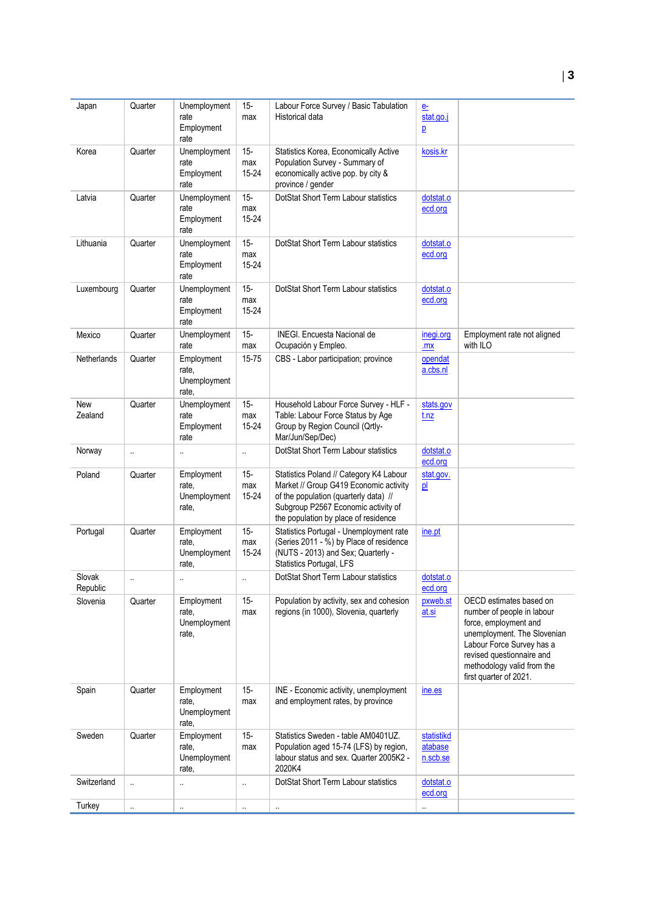| Japan | Quarter | Unemployment rate Employment rate | 15-max | Labour Force Survey / Basic Tabulation Historical data | e-stat.go.jp | |
|---|---|---|---|---|---|---|
| Korea | Quarter | Unemployment rate Employment rate | 15-max 15-24 | Statistics Korea, Economically Active Population Survey - Summary of economically active pop. by city & province / gender | kosis.kr | |
| Latvia | Quarter | Unemployment rate Employment rate | 15-max 15-24 | DotStat Short Term Labour statistics | dotstat.oecd.org | |
| Lithuania | Quarter | Unemployment rate Employment rate | 15-max 15-24 | DotStat Short Term Labour statistics | dotstat.oecd.org | |
| Luxembourg | Quarter | Unemployment rate Employment rate | 15-max 15-24 | DotStat Short Term Labour statistics | dotstat.oecd.org | |
| Mexico | Quarter | Unemployment rate | 15-max | INEGI. Encuesta Nacional de Ocupación y Empleo. | inegi.org.mx | Employment rate not aligned with ILO |
| Netherlands | Quarter | Employment rate, Unemployment rate, | 15-75 | CBS - Labor participation; province | opendata.cbs.nl | |
| New Zealand | Quarter | Unemployment rate Employment rate | 15-max 15-24 | Household Labour Force Survey - HLF - Table: Labour Force Status by Age Group by Region Council (Qrtly-Mar/Jun/Sep/Dec) | stats.govt.nz | |
| Norway | .. | .. | .. | DotStat Short Term Labour statistics | dotstat.oecd.org | |
| Poland | Quarter | Employment rate, Unemployment rate, | 15-max 15-24 | Statistics Poland // Category K4 Labour Market // Group G419 Economic activity of the population (quarterly data) // Subgroup P2567 Economic activity of the population by place of residence | stat.gov.pl | |
| Portugal | Quarter | Employment rate, Unemployment rate, | 15-max 15-24 | Statistics Portugal - Unemployment rate (Series 2011 - %) by Place of residence (NUTS - 2013) and Sex; Quarterly - Statistics Portugal, LFS | ine.pt | |
| Slovak Republic | .. | .. | .. | DotStat Short Term Labour statistics | dotstat.oecd.org | |
| Slovenia | Quarter | Employment rate, Unemployment rate, | 15-max | Population by activity, sex and cohesion regions (in 1000), Slovenia, quarterly | pxweb.stat.si | OECD estimates based on number of people in labour force, employment and unemployment. The Slovenian Labour Force Survey has a revised questionnaire and methodology valid from the first quarter of 2021. |
| Spain | Quarter | Employment rate, Unemployment rate, | 15-max | INE - Economic activity, unemployment and employment rates, by province | ine.es | |
| Sweden | Quarter | Employment rate, Unemployment rate, | 15-max | Statistics Sweden - table AM0401UZ. Population aged 15-74 (LFS) by region, labour status and sex. Quarter 2005K2 - 2020K4 | statistikdatabasen.scb.se | |
| Switzerland | .. | .. | .. | DotStat Short Term Labour statistics | dotstat.oecd.org | |
| Turkey | .. | .. | .. | .. | .. | |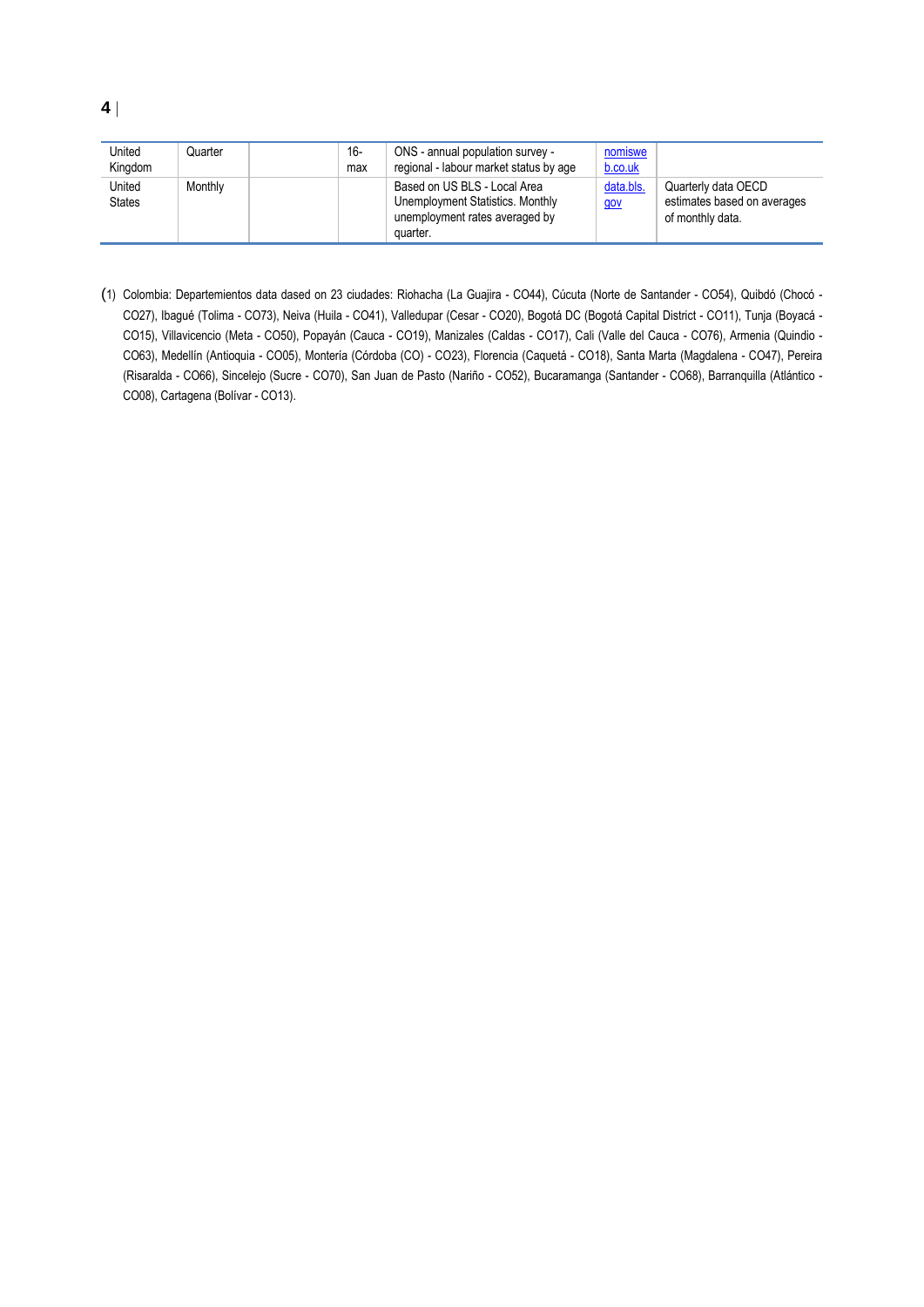| | | | | | | |
|---|---|---|---|---|---|---|
| United Kingdom | Quarter | | 16-max | ONS - annual population survey - regional - labour market status by age | nomisweb.co.uk | |
| United States | Monthly | | | Based on US BLS - Local Area Unemployment Statistics. Monthly unemployment rates averaged by quarter. | data.bls.gov | Quarterly data OECD estimates based on averages of monthly data. |

(1) Colombia: Departementos data dased on 23 ciudades: Riohacha (La Guajira - CO44), Cúcuta (Norte de Santander - CO54), Quibdó (Chocó - CO27), Ibagué (Tolima - CO73), Neiva (Huila - CO41), Valledupar (Cesar - CO20), Bogotá DC (Bogotá Capital District - CO11), Tunja (Boyacá - CO15), Villavicencio (Meta - CO50), Popayán (Cauca - CO19), Manizales (Caldas - CO17), Cali (Valle del Cauca - CO76), Armenia (Quindio - CO63), Medellín (Antioquia - CO05), Montería (Córdoba (CO) - CO23), Florencia (Caquetá - CO18), Santa Marta (Magdalena - CO47), Pereira (Risaralda - CO66), Sincelejo (Sucre - CO70), San Juan de Pasto (Nariño - CO52), Bucaramanga (Santander - CO68), Barranquilla (Atlántico - CO08), Cartagena (Bolívar - CO13).